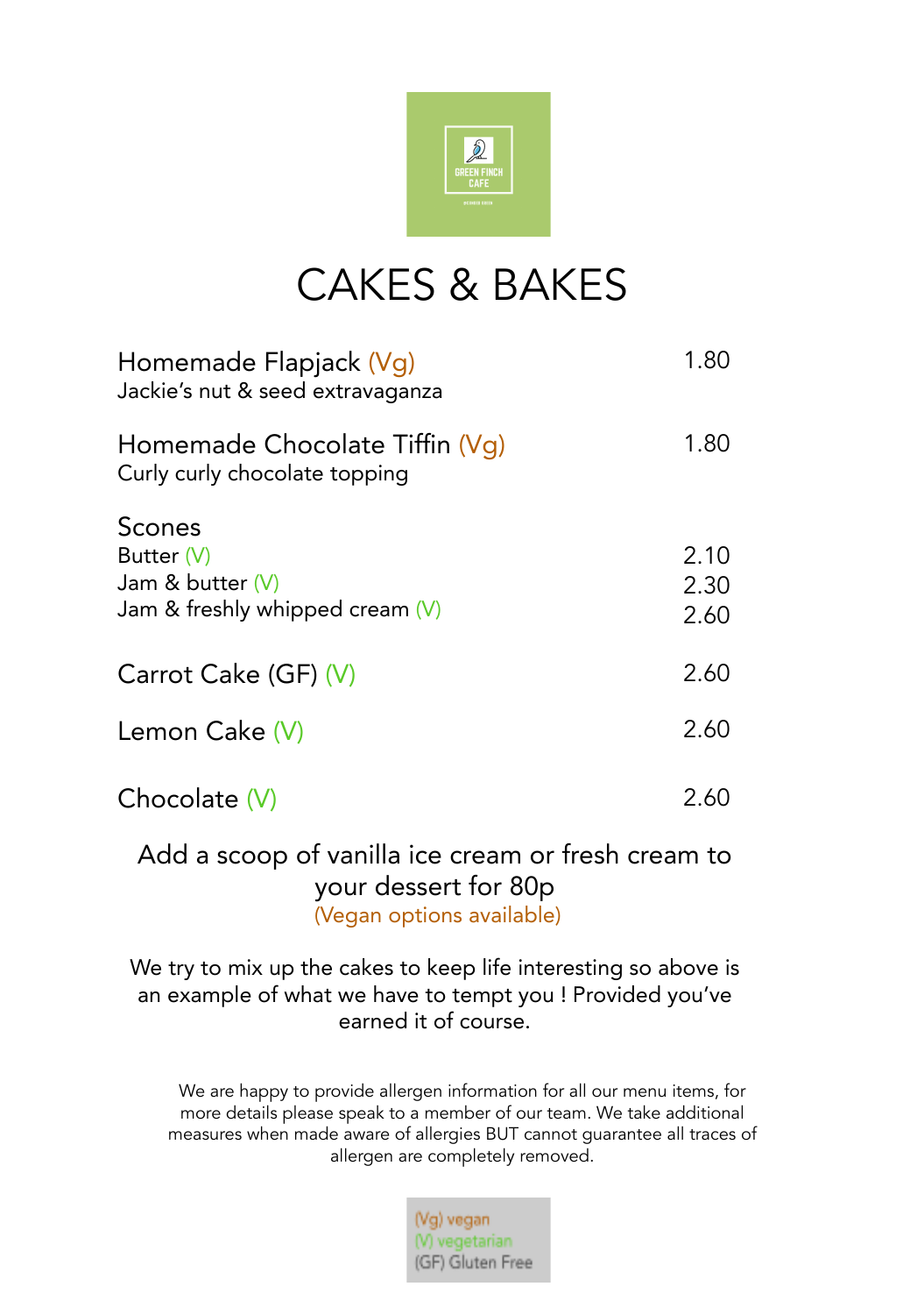GREEN FINCH CAFE

# CAKES & BAKES

| Item | Price |
|---|---|
| **Homemade Flapjack** (Vg)<br>Jackie's nut & seed extravaganza | 1.80 |
| **Homemade Chocolate Tiffin** (Vg)<br>Curly curly chocolate topping | 1.80 |
| **Scones** | |
| Butter (V) | 2.10 |
| Jam & butter (V) | 2.30 |
| Jam & freshly whipped cream (V) | 2.60 |
| **Carrot Cake** (GF) (V) | 2.60 |
| **Lemon Cake** (V) | 2.60 |
| **Chocolate** (V) | 2.60 |

Add a scoop of vanilla ice cream or fresh cream to your dessert for 80p
(Vegan options available)

We try to mix up the cakes to keep life interesting so above is an example of what we have to tempt you ! Provided you've earned it of course.

We are happy to provide allergen information for all our menu items, for more details please speak to a member of our team. We take additional measures when made aware of allergies BUT cannot guarantee all traces of allergen are completely removed.

(Vg) vegan
(V) vegetarian
(GF) Gluten Free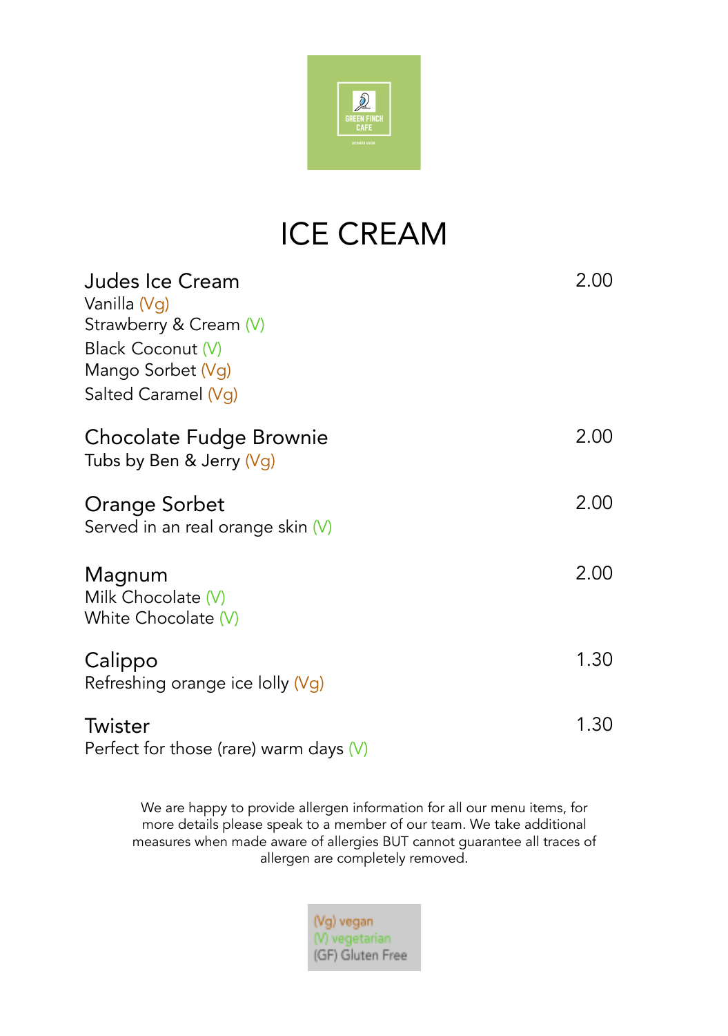# ICE CREAM

**Judes Ice Cream** — 2.00
Vanilla (Vg)
Strawberry & Cream (V)
Black Coconut (V)
Mango Sorbet (Vg)
Salted Caramel (Vg)

**Chocolate Fudge Brownie** — 2.00
Tubs by Ben & Jerry (Vg)

**Orange Sorbet** — 2.00
Served in an real orange skin (V)

**Magnum** — 2.00
Milk Chocolate (V)
White Chocolate (V)

**Calippo** — 1.30
Refreshing orange ice lolly (Vg)

**Twister** — 1.30
Perfect for those (rare) warm days (V)

We are happy to provide allergen information for all our menu items, for more details please speak to a member of our team. We take additional measures when made aware of allergies BUT cannot guarantee all traces of allergen are completely removed.

(Vg) vegan
(V) vegetarian
(GF) Gluten Free